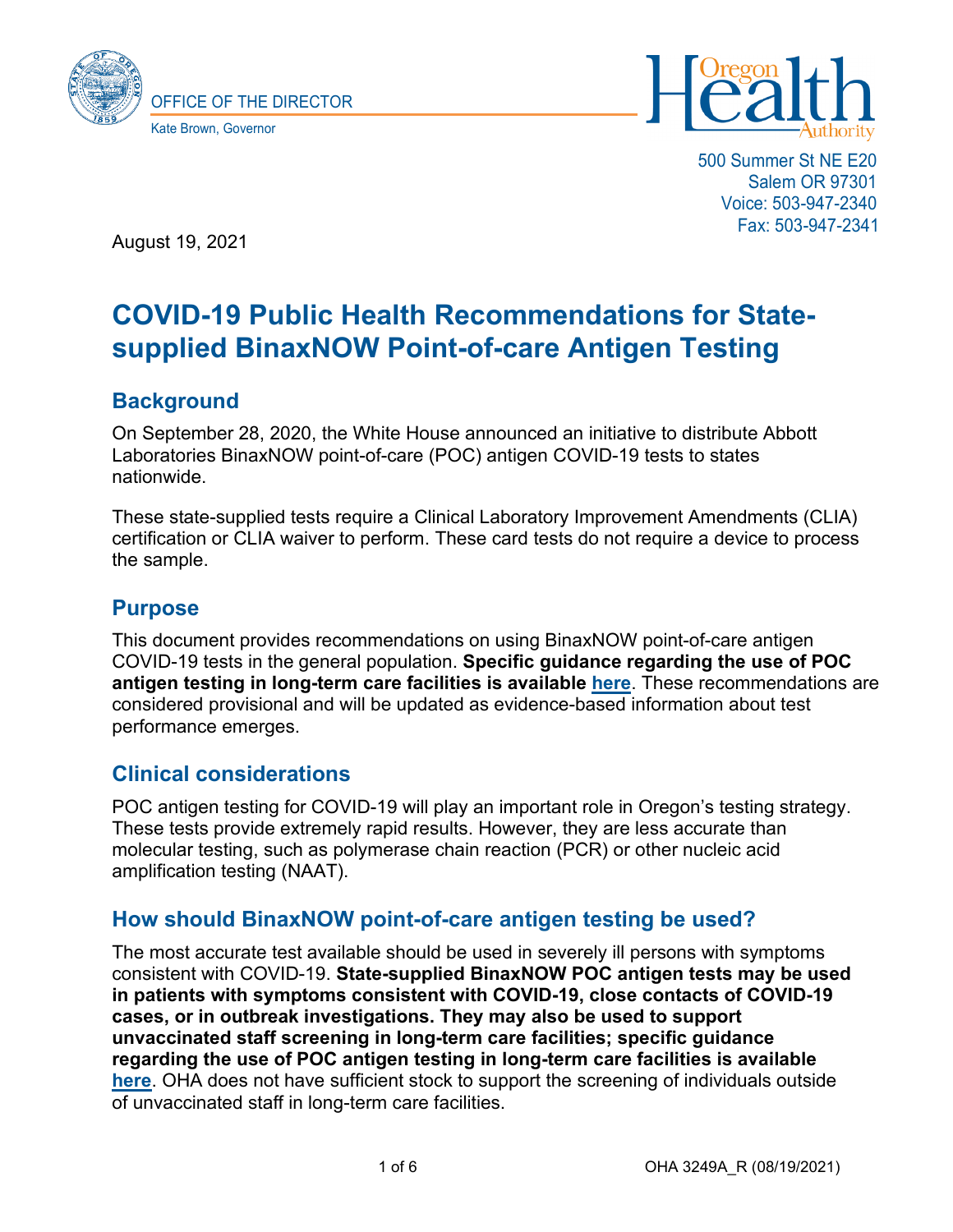OFFICE OF THE DIRECTOR

Kate Brown, Governor

Oregon Health Authority

500 Summer St NE E20
Salem OR 97301
Voice: 503-947-2340
Fax: 503-947-2341

August 19, 2021

# COVID-19 Public Health Recommendations for State-supplied BinaxNOW Point-of-care Antigen Testing

## Background

On September 28, 2020, the White House announced an initiative to distribute Abbott Laboratories BinaxNOW point-of-care (POC) antigen COVID-19 tests to states nationwide.

These state-supplied tests require a Clinical Laboratory Improvement Amendments (CLIA) certification or CLIA waiver to perform. These card tests do not require a device to process the sample.

## Purpose

This document provides recommendations on using BinaxNOW point-of-care antigen COVID-19 tests in the general population. **Specific guidance regarding the use of POC antigen testing in long-term care facilities is available here**. These recommendations are considered provisional and will be updated as evidence-based information about test performance emerges.

## Clinical considerations

POC antigen testing for COVID-19 will play an important role in Oregon's testing strategy. These tests provide extremely rapid results. However, they are less accurate than molecular testing, such as polymerase chain reaction (PCR) or other nucleic acid amplification testing (NAAT).

## How should BinaxNOW point-of-care antigen testing be used?

The most accurate test available should be used in severely ill persons with symptoms consistent with COVID-19. **State-supplied BinaxNOW POC antigen tests may be used in patients with symptoms consistent with COVID-19, close contacts of COVID-19 cases, or in outbreak investigations. They may also be used to support unvaccinated staff screening in long-term care facilities; specific guidance regarding the use of POC antigen testing in long-term care facilities is available here**. OHA does not have sufficient stock to support the screening of individuals outside of unvaccinated staff in long-term care facilities.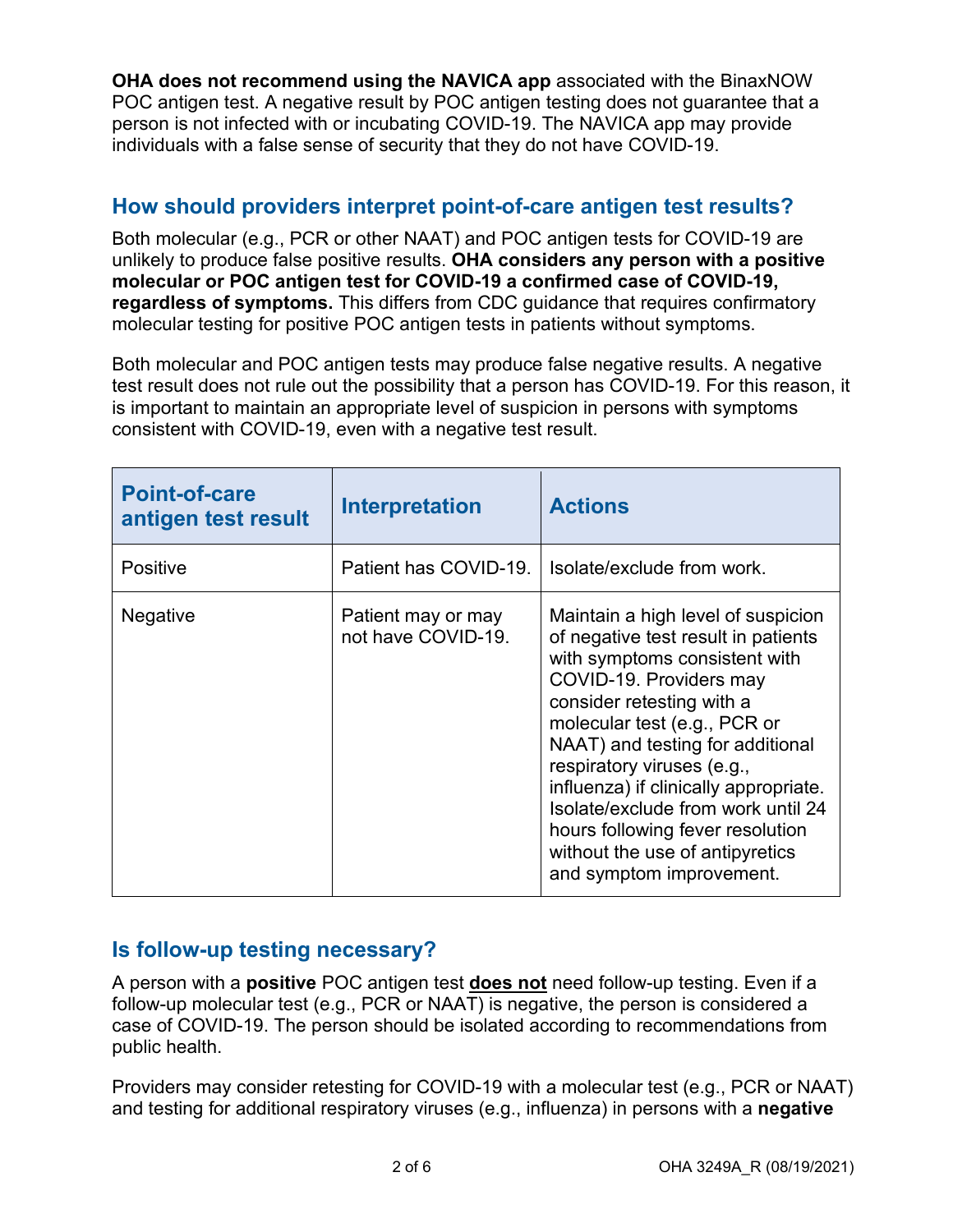**OHA does not recommend using the NAVICA app** associated with the BinaxNOW POC antigen test. A negative result by POC antigen testing does not guarantee that a person is not infected with or incubating COVID-19. The NAVICA app may provide individuals with a false sense of security that they do not have COVID-19.

## How should providers interpret point-of-care antigen test results?

Both molecular (e.g., PCR or other NAAT) and POC antigen tests for COVID-19 are unlikely to produce false positive results. **OHA considers any person with a positive molecular or POC antigen test for COVID-19 a confirmed case of COVID-19, regardless of symptoms.** This differs from CDC guidance that requires confirmatory molecular testing for positive POC antigen tests in patients without symptoms.

Both molecular and POC antigen tests may produce false negative results. A negative test result does not rule out the possibility that a person has COVID-19. For this reason, it is important to maintain an appropriate level of suspicion in persons with symptoms consistent with COVID-19, even with a negative test result.

| Point-of-care antigen test result | Interpretation | Actions |
|---|---|---|
| Positive | Patient has COVID-19. | Isolate/exclude from work. |
| Negative | Patient may or may not have COVID-19. | Maintain a high level of suspicion of negative test result in patients with symptoms consistent with COVID-19. Providers may consider retesting with a molecular test (e.g., PCR or NAAT) and testing for additional respiratory viruses (e.g., influenza) if clinically appropriate. Isolate/exclude from work until 24 hours following fever resolution without the use of antipyretics and symptom improvement. |

## Is follow-up testing necessary?

A person with a **positive** POC antigen test **does not** need follow-up testing. Even if a follow-up molecular test (e.g., PCR or NAAT) is negative, the person is considered a case of COVID-19. The person should be isolated according to recommendations from public health.

Providers may consider retesting for COVID-19 with a molecular test (e.g., PCR or NAAT) and testing for additional respiratory viruses (e.g., influenza) in persons with a **negative**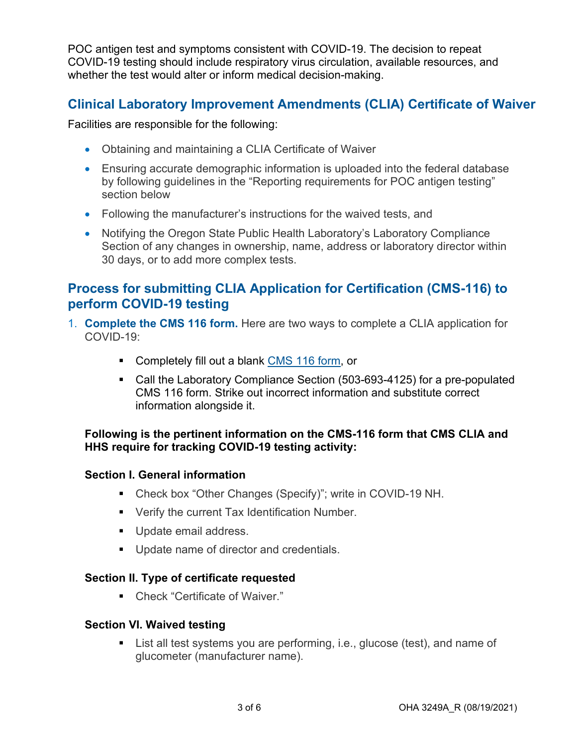POC antigen test and symptoms consistent with COVID-19. The decision to repeat COVID-19 testing should include respiratory virus circulation, available resources, and whether the test would alter or inform medical decision-making.

## Clinical Laboratory Improvement Amendments (CLIA) Certificate of Waiver

Facilities are responsible for the following:

- Obtaining and maintaining a CLIA Certificate of Waiver
- Ensuring accurate demographic information is uploaded into the federal database by following guidelines in the "Reporting requirements for POC antigen testing" section below
- Following the manufacturer's instructions for the waived tests, and
- Notifying the Oregon State Public Health Laboratory's Laboratory Compliance Section of any changes in ownership, name, address or laboratory director within 30 days, or to add more complex tests.

## Process for submitting CLIA Application for Certification (CMS-116) to perform COVID-19 testing

1. **Complete the CMS 116 form.** Here are two ways to complete a CLIA application for COVID-19:
    - Completely fill out a blank CMS 116 form, or
    - Call the Laboratory Compliance Section (503-693-4125) for a pre-populated CMS 116 form. Strike out incorrect information and substitute correct information alongside it.

    **Following is the pertinent information on the CMS-116 form that CMS CLIA and HHS require for tracking COVID-19 testing activity:**

    **Section I. General information**

    - Check box "Other Changes (Specify)"; write in COVID-19 NH.
    - Verify the current Tax Identification Number.
    - Update email address.
    - Update name of director and credentials.

    **Section II. Type of certificate requested**

    - Check "Certificate of Waiver."

    **Section VI. Waived testing**

    - List all test systems you are performing, i.e., glucose (test), and name of glucometer (manufacturer name).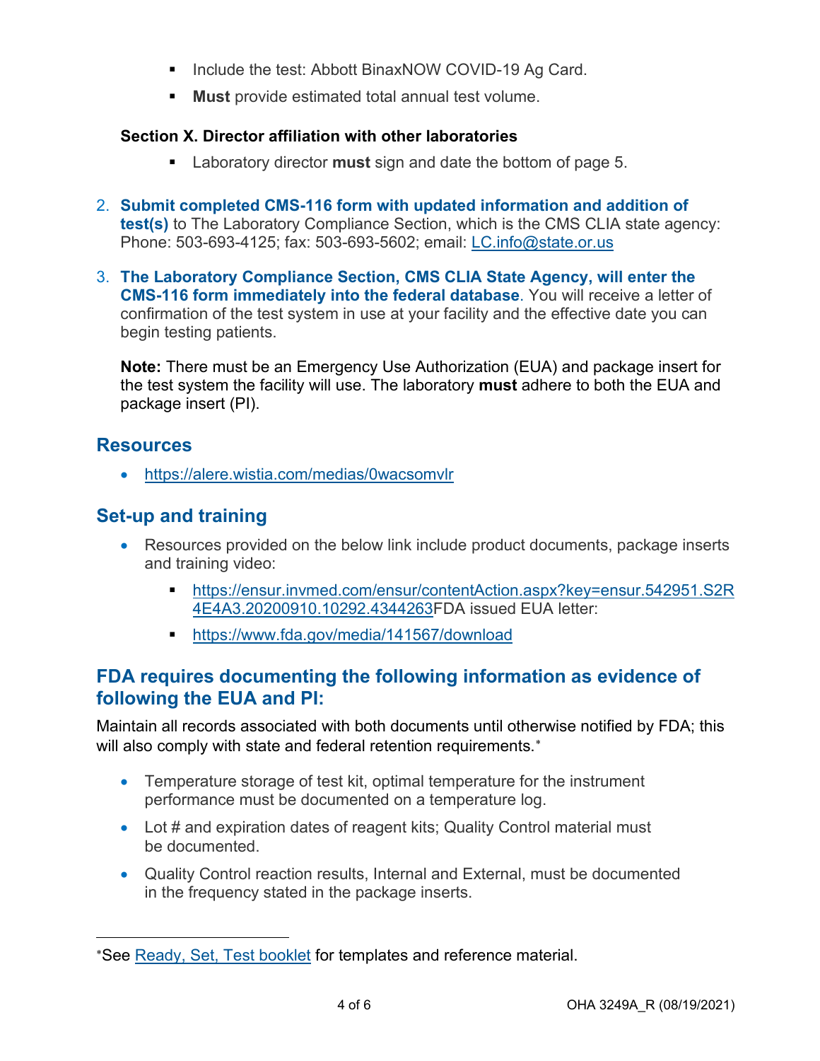- Include the test: Abbott BinaxNOW COVID-19 Ag Card.
- **Must** provide estimated total annual test volume.

**Section X. Director affiliation with other laboratories**

- Laboratory director **must** sign and date the bottom of page 5.

2. **Submit completed CMS-116 form with updated information and addition of test(s)** to The Laboratory Compliance Section, which is the CMS CLIA state agency: Phone: 503-693-4125; fax: 503-693-5602; email: LC.info@state.or.us

3. **The Laboratory Compliance Section, CMS CLIA State Agency, will enter the CMS-116 form immediately into the federal database**. You will receive a letter of confirmation of the test system in use at your facility and the effective date you can begin testing patients.

   **Note:** There must be an Emergency Use Authorization (EUA) and package insert for the test system the facility will use. The laboratory **must** adhere to both the EUA and package insert (PI).

## Resources

- https://alere.wistia.com/medias/0wacsomvlr

## Set-up and training

- Resources provided on the below link include product documents, package inserts and training video:
  - https://ensur.invmed.com/ensur/contentAction.aspx?key=ensur.542951.S2R4E4A3.20200910.10292.4344263FDA issued EUA letter:
  - https://www.fda.gov/media/141567/download

## FDA requires documenting the following information as evidence of following the EUA and PI:

Maintain all records associated with both documents until otherwise notified by FDA; this will also comply with state and federal retention requirements.*

- Temperature storage of test kit, optimal temperature for the instrument performance must be documented on a temperature log.
- Lot # and expiration dates of reagent kits; Quality Control material must be documented.
- Quality Control reaction results, Internal and External, must be documented in the frequency stated in the package inserts.

*See Ready, Set, Test booklet for templates and reference material.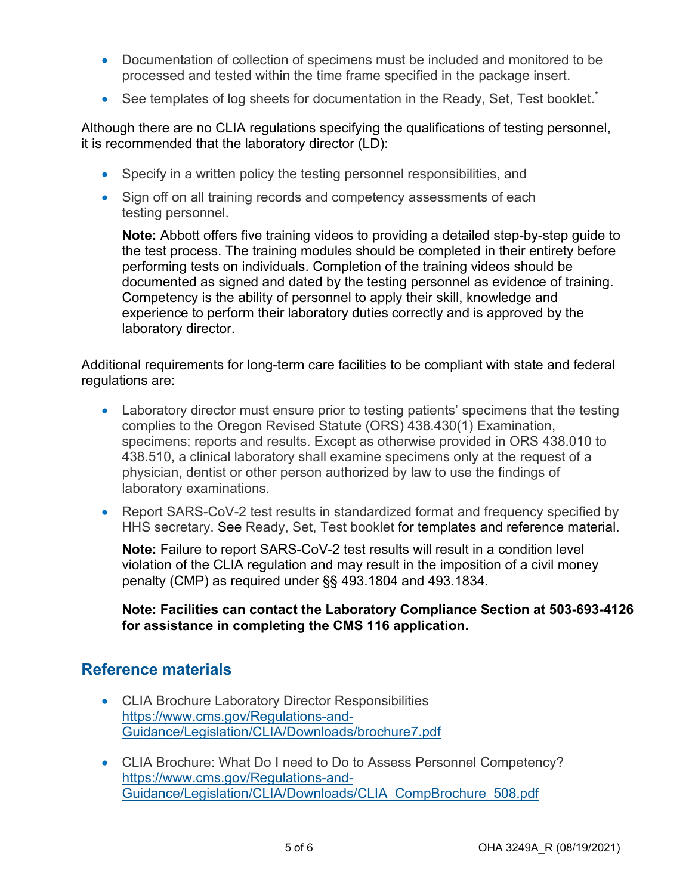- Documentation of collection of specimens must be included and monitored to be processed and tested within the time frame specified in the package insert.
- See templates of log sheets for documentation in the Ready, Set, Test booklet.*

Although there are no CLIA regulations specifying the qualifications of testing personnel, it is recommended that the laboratory director (LD):

- Specify in a written policy the testing personnel responsibilities, and
- Sign off on all training records and competency assessments of each testing personnel.

  **Note:** Abbott offers five training videos to providing a detailed step-by-step guide to the test process. The training modules should be completed in their entirety before performing tests on individuals. Completion of the training videos should be documented as signed and dated by the testing personnel as evidence of training. Competency is the ability of personnel to apply their skill, knowledge and experience to perform their laboratory duties correctly and is approved by the laboratory director.

Additional requirements for long-term care facilities to be compliant with state and federal regulations are:

- Laboratory director must ensure prior to testing patients' specimens that the testing complies to the Oregon Revised Statute (ORS) 438.430(1) Examination, specimens; reports and results. Except as otherwise provided in ORS 438.010 to 438.510, a clinical laboratory shall examine specimens only at the request of a physician, dentist or other person authorized by law to use the findings of laboratory examinations.
- Report SARS-CoV-2 test results in standardized format and frequency specified by HHS secretary. See Ready, Set, Test booklet for templates and reference material.

  **Note:** Failure to report SARS-CoV-2 test results will result in a condition level violation of the CLIA regulation and may result in the imposition of a civil money penalty (CMP) as required under §§ 493.1804 and 493.1834.

  **Note: Facilities can contact the Laboratory Compliance Section at 503-693-4126 for assistance in completing the CMS 116 application.**

## Reference materials

- CLIA Brochure Laboratory Director Responsibilities
  https://www.cms.gov/Regulations-and-Guidance/Legislation/CLIA/Downloads/brochure7.pdf
- CLIA Brochure: What Do I need to Do to Assess Personnel Competency?
  https://www.cms.gov/Regulations-and-Guidance/Legislation/CLIA/Downloads/CLIA_CompBrochure_508.pdf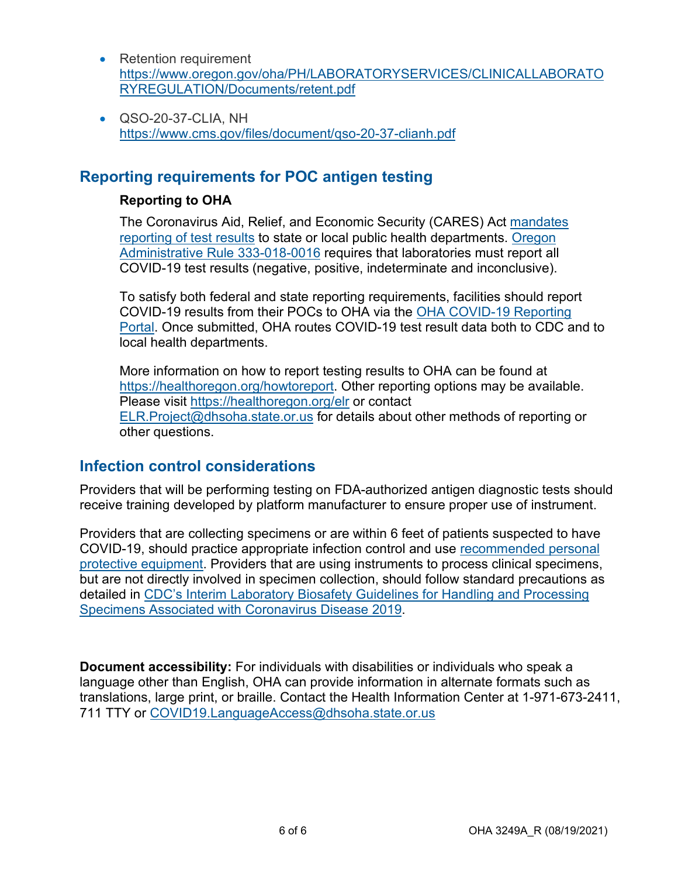- Retention requirement
  https://www.oregon.gov/oha/PH/LABORATORYSERVICES/CLINICALLABORATORYREGULATION/Documents/retent.pdf

- QSO-20-37-CLIA, NH
  https://www.cms.gov/files/document/qso-20-37-clianh.pdf

## Reporting requirements for POC antigen testing

**Reporting to OHA**

The Coronavirus Aid, Relief, and Economic Security (CARES) Act mandates reporting of test results to state or local public health departments. Oregon Administrative Rule 333-018-0016 requires that laboratories must report all COVID-19 test results (negative, positive, indeterminate and inconclusive).

To satisfy both federal and state reporting requirements, facilities should report COVID-19 results from their POCs to OHA via the OHA COVID-19 Reporting Portal. Once submitted, OHA routes COVID-19 test result data both to CDC and to local health departments.

More information on how to report testing results to OHA can be found at https://healthoregon.org/howtoreport. Other reporting options may be available. Please visit https://healthoregon.org/elr or contact ELR.Project@dhsoha.state.or.us for details about other methods of reporting or other questions.

## Infection control considerations

Providers that will be performing testing on FDA-authorized antigen diagnostic tests should receive training developed by platform manufacturer to ensure proper use of instrument.

Providers that are collecting specimens or are within 6 feet of patients suspected to have COVID-19, should practice appropriate infection control and use recommended personal protective equipment. Providers that are using instruments to process clinical specimens, but are not directly involved in specimen collection, should follow standard precautions as detailed in CDC's Interim Laboratory Biosafety Guidelines for Handling and Processing Specimens Associated with Coronavirus Disease 2019.

**Document accessibility:** For individuals with disabilities or individuals who speak a language other than English, OHA can provide information in alternate formats such as translations, large print, or braille. Contact the Health Information Center at 1-971-673-2411, 711 TTY or COVID19.LanguageAccess@dhsoha.state.or.us